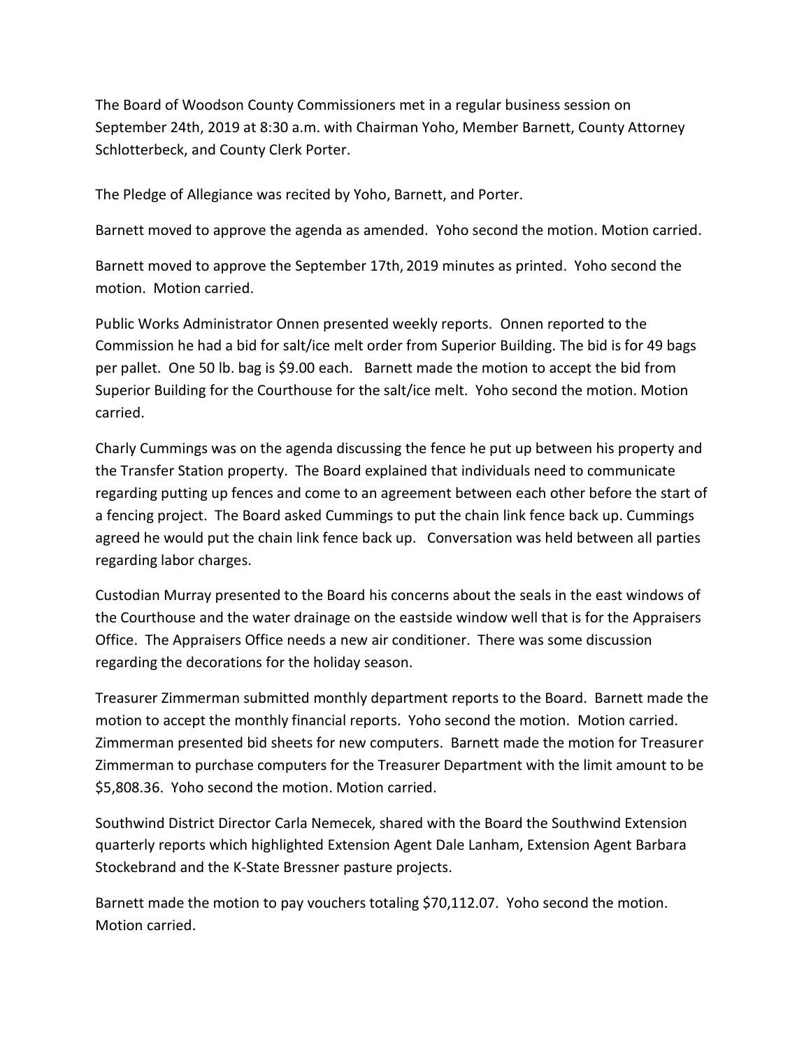The Board of Woodson County Commissioners met in a regular business session on September 24th, 2019 at 8:30 a.m. with Chairman Yoho, Member Barnett, County Attorney Schlotterbeck, and County Clerk Porter.

The Pledge of Allegiance was recited by Yoho, Barnett, and Porter.

Barnett moved to approve the agenda as amended. Yoho second the motion. Motion carried.

Barnett moved to approve the September 17th, 2019 minutes as printed. Yoho second the motion. Motion carried.

Public Works Administrator Onnen presented weekly reports. Onnen reported to the Commission he had a bid for salt/ice melt order from Superior Building. The bid is for 49 bags per pallet. One 50 lb. bag is $9.00 each. Barnett made the motion to accept the bid from Superior Building for the Courthouse for the salt/ice melt. Yoho second the motion. Motion carried.

Charly Cummings was on the agenda discussing the fence he put up between his property and the Transfer Station property. The Board explained that individuals need to communicate regarding putting up fences and come to an agreement between each other before the start of a fencing project. The Board asked Cummings to put the chain link fence back up. Cummings agreed he would put the chain link fence back up. Conversation was held between all parties regarding labor charges.

Custodian Murray presented to the Board his concerns about the seals in the east windows of the Courthouse and the water drainage on the eastside window well that is for the Appraisers Office. The Appraisers Office needs a new air conditioner. There was some discussion regarding the decorations for the holiday season.

Treasurer Zimmerman submitted monthly department reports to the Board. Barnett made the motion to accept the monthly financial reports. Yoho second the motion. Motion carried. Zimmerman presented bid sheets for new computers. Barnett made the motion for Treasurer Zimmerman to purchase computers for the Treasurer Department with the limit amount to be $5,808.36. Yoho second the motion. Motion carried.

Southwind District Director Carla Nemecek, shared with the Board the Southwind Extension quarterly reports which highlighted Extension Agent Dale Lanham, Extension Agent Barbara Stockebrand and the K-State Bressner pasture projects.

Barnett made the motion to pay vouchers totaling $70,112.07. Yoho second the motion. Motion carried.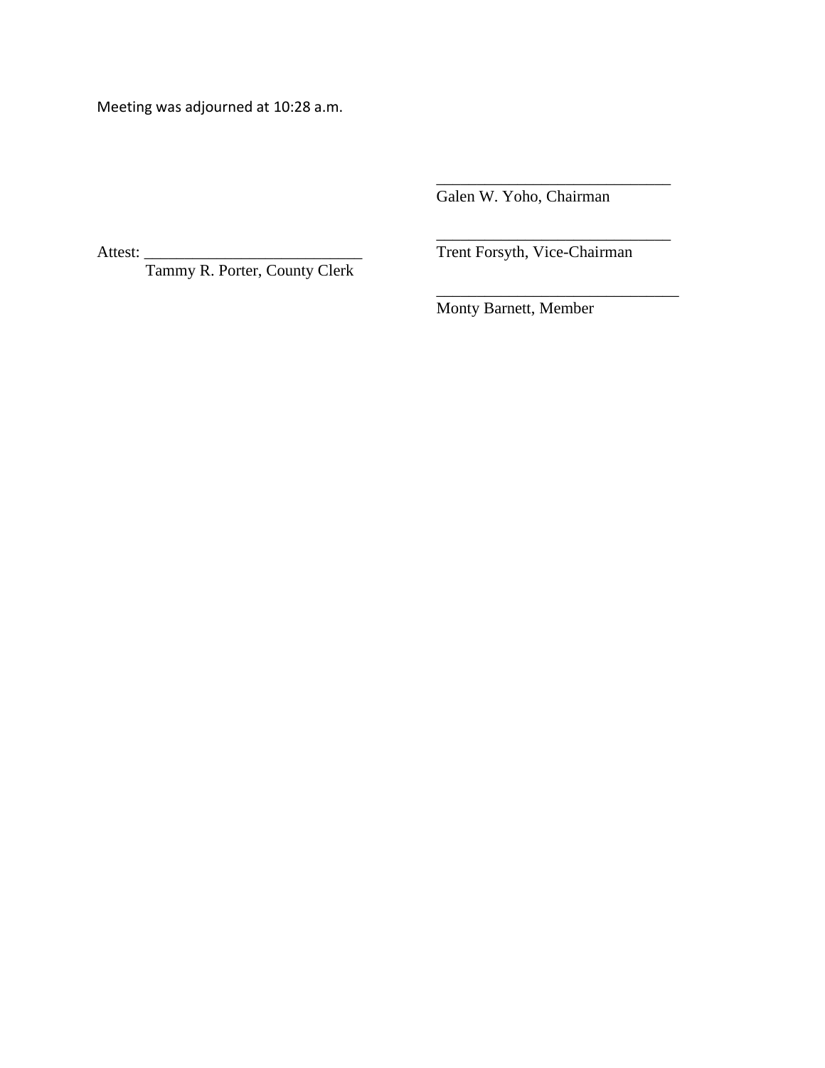Meeting was adjourned at 10:28 a.m.

_____________________________
Galen W. Yoho, Chairman

_____________________________
Trent Forsyth, Vice-Chairman

_____________________________
Monty Barnett, Member

Attest: __________________________
Tammy R. Porter, County Clerk